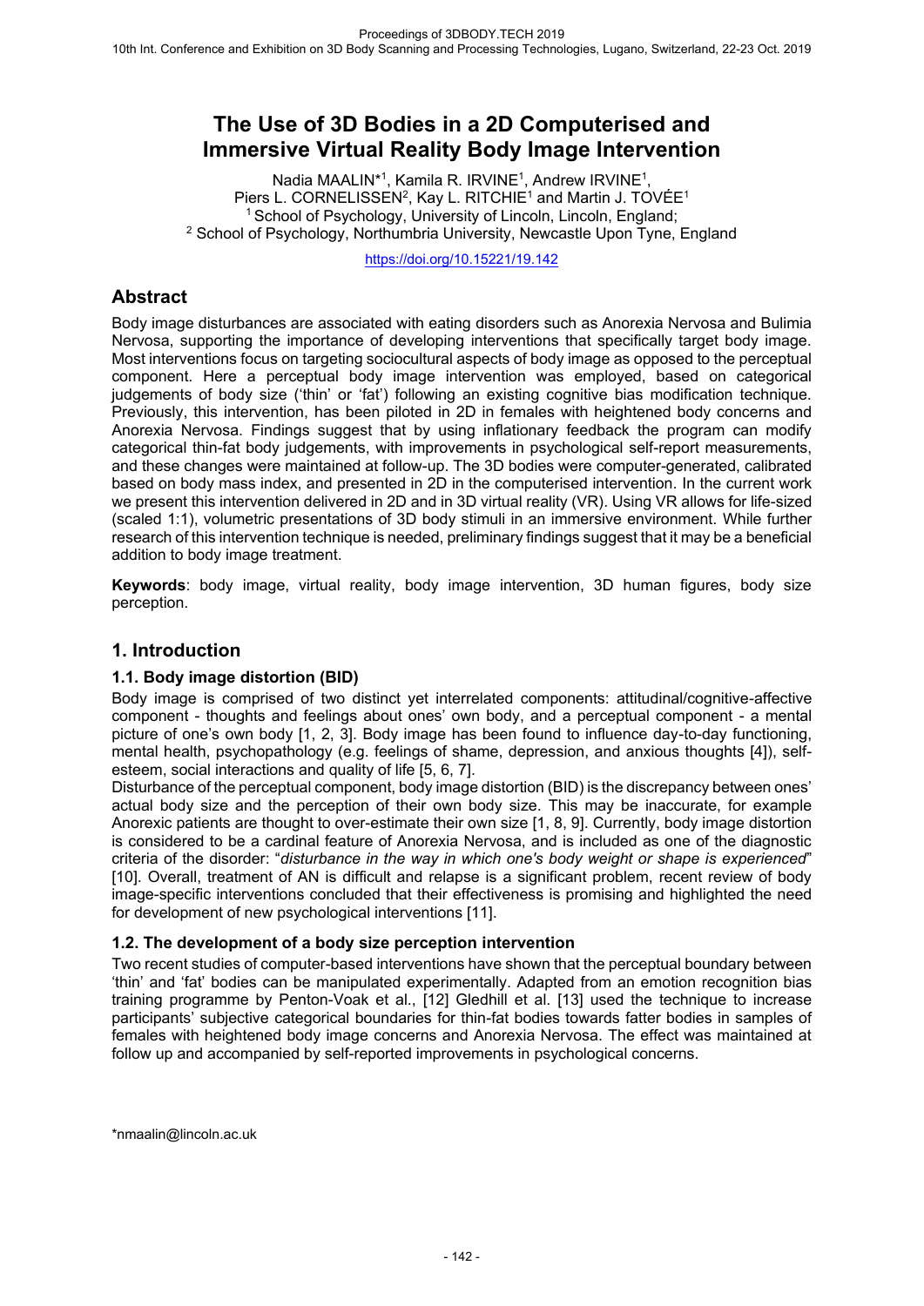# The Use of 3D Bodies in a 2D Computerised and Immersive Virtual Reality Body Image Intervention

Nadia MAALIN*[1], Kamila R. IRVINE[1], Andrew IRVINE[1], Piers L. CORNELISSEN[2], Kay L. RITCHIE[1] and Martin J. TOVÉE[1]

[1] School of Psychology, University of Lincoln, Lincoln, England;
[2] School of Psychology, Northumbria University, Newcastle Upon Tyne, England

https://doi.org/10.15221/19.142

## Abstract

Body image disturbances are associated with eating disorders such as Anorexia Nervosa and Bulimia Nervosa, supporting the importance of developing interventions that specifically target body image. Most interventions focus on targeting sociocultural aspects of body image as opposed to the perceptual component. Here a perceptual body image intervention was employed, based on categorical judgements of body size ('thin' or 'fat') following an existing cognitive bias modification technique. Previously, this intervention, has been piloted in 2D in females with heightened body concerns and Anorexia Nervosa. Findings suggest that by using inflationary feedback the program can modify categorical thin-fat body judgements, with improvements in psychological self-report measurements, and these changes were maintained at follow-up. The 3D bodies were computer-generated, calibrated based on body mass index, and presented in 2D in the computerised intervention. In the current work we present this intervention delivered in 2D and in 3D virtual reality (VR). Using VR allows for life-sized (scaled 1:1), volumetric presentations of 3D body stimuli in an immersive environment. While further research of this intervention technique is needed, preliminary findings suggest that it may be a beneficial addition to body image treatment.

**Keywords**: body image, virtual reality, body image intervention, 3D human figures, body size perception.

## 1. Introduction

### 1.1. Body image distortion (BID)

Body image is comprised of two distinct yet interrelated components: attitudinal/cognitive-affective component - thoughts and feelings about ones' own body, and a perceptual component - a mental picture of one's own body [1, 2, 3]. Body image has been found to influence day-to-day functioning, mental health, psychopathology (e.g. feelings of shame, depression, and anxious thoughts [4]), self-esteem, social interactions and quality of life [5, 6, 7].

Disturbance of the perceptual component, body image distortion (BID) is the discrepancy between ones' actual body size and the perception of their own body size. This may be inaccurate, for example Anorexic patients are thought to over-estimate their own size [1, 8, 9]. Currently, body image distortion is considered to be a cardinal feature of Anorexia Nervosa, and is included as one of the diagnostic criteria of the disorder: "*disturbance in the way in which one's body weight or shape is experienced*" [10]. Overall, treatment of AN is difficult and relapse is a significant problem, recent review of body image-specific interventions concluded that their effectiveness is promising and highlighted the need for development of new psychological interventions [11].

### 1.2. The development of a body size perception intervention

Two recent studies of computer-based interventions have shown that the perceptual boundary between 'thin' and 'fat' bodies can be manipulated experimentally. Adapted from an emotion recognition bias training programme by Penton-Voak et al., [12] Gledhill et al. [13] used the technique to increase participants' subjective categorical boundaries for thin-fat bodies towards fatter bodies in samples of females with heightened body image concerns and Anorexia Nervosa. The effect was maintained at follow up and accompanied by self-reported improvements in psychological concerns.

*nmaalin@lincoln.ac.uk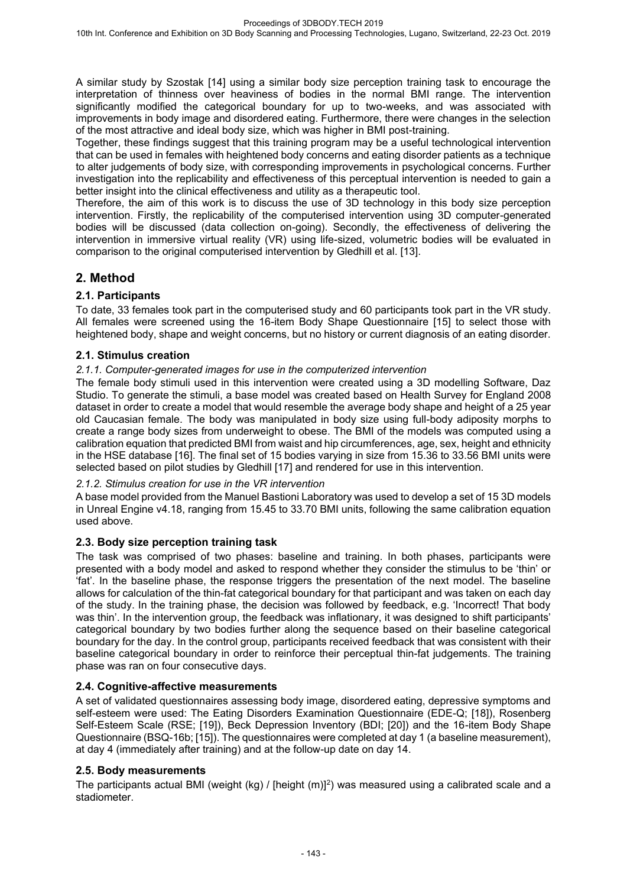A similar study by Szostak [14] using a similar body size perception training task to encourage the interpretation of thinness over heaviness of bodies in the normal BMI range. The intervention significantly modified the categorical boundary for up to two-weeks, and was associated with improvements in body image and disordered eating. Furthermore, there were changes in the selection of the most attractive and ideal body size, which was higher in BMI post-training.

Together, these findings suggest that this training program may be a useful technological intervention that can be used in females with heightened body concerns and eating disorder patients as a technique to alter judgements of body size, with corresponding improvements in psychological concerns. Further investigation into the replicability and effectiveness of this perceptual intervention is needed to gain a better insight into the clinical effectiveness and utility as a therapeutic tool.

Therefore, the aim of this work is to discuss the use of 3D technology in this body size perception intervention. Firstly, the replicability of the computerised intervention using 3D computer-generated bodies will be discussed (data collection on-going). Secondly, the effectiveness of delivering the intervention in immersive virtual reality (VR) using life-sized, volumetric bodies will be evaluated in comparison to the original computerised intervention by Gledhill et al. [13].

## 2. Method

### 2.1. Participants

To date, 33 females took part in the computerised study and 60 participants took part in the VR study. All females were screened using the 16-item Body Shape Questionnaire [15] to select those with heightened body, shape and weight concerns, but no history or current diagnosis of an eating disorder.

### 2.1. Stimulus creation

#### *2.1.1. Computer-generated images for use in the computerized intervention*

The female body stimuli used in this intervention were created using a 3D modelling Software, Daz Studio. To generate the stimuli, a base model was created based on Health Survey for England 2008 dataset in order to create a model that would resemble the average body shape and height of a 25 year old Caucasian female. The body was manipulated in body size using full-body adiposity morphs to create a range body sizes from underweight to obese. The BMI of the models was computed using a calibration equation that predicted BMI from waist and hip circumferences, age, sex, height and ethnicity in the HSE database [16]. The final set of 15 bodies varying in size from 15.36 to 33.56 BMI units were selected based on pilot studies by Gledhill [17] and rendered for use in this intervention.

#### *2.1.2. Stimulus creation for use in the VR intervention*

A base model provided from the Manuel Bastioni Laboratory was used to develop a set of 15 3D models in Unreal Engine v4.18, ranging from 15.45 to 33.70 BMI units, following the same calibration equation used above.

### 2.3. Body size perception training task

The task was comprised of two phases: baseline and training. In both phases, participants were presented with a body model and asked to respond whether they consider the stimulus to be 'thin' or 'fat'. In the baseline phase, the response triggers the presentation of the next model. The baseline allows for calculation of the thin-fat categorical boundary for that participant and was taken on each day of the study. In the training phase, the decision was followed by feedback, e.g. 'Incorrect! That body was thin'. In the intervention group, the feedback was inflationary, it was designed to shift participants' categorical boundary by two bodies further along the sequence based on their baseline categorical boundary for the day. In the control group, participants received feedback that was consistent with their baseline categorical boundary in order to reinforce their perceptual thin-fat judgements. The training phase was ran on four consecutive days.

### 2.4. Cognitive-affective measurements

A set of validated questionnaires assessing body image, disordered eating, depressive symptoms and self-esteem were used: The Eating Disorders Examination Questionnaire (EDE-Q; [18]), Rosenberg Self-Esteem Scale (RSE; [19]), Beck Depression Inventory (BDI; [20]) and the 16-item Body Shape Questionnaire (BSQ-16b; [15]). The questionnaires were completed at day 1 (a baseline measurement), at day 4 (immediately after training) and at the follow-up date on day 14.

### 2.5. Body measurements

The participants actual BMI (weight (kg) / [height (m)]$^2$) was measured using a calibrated scale and a stadiometer.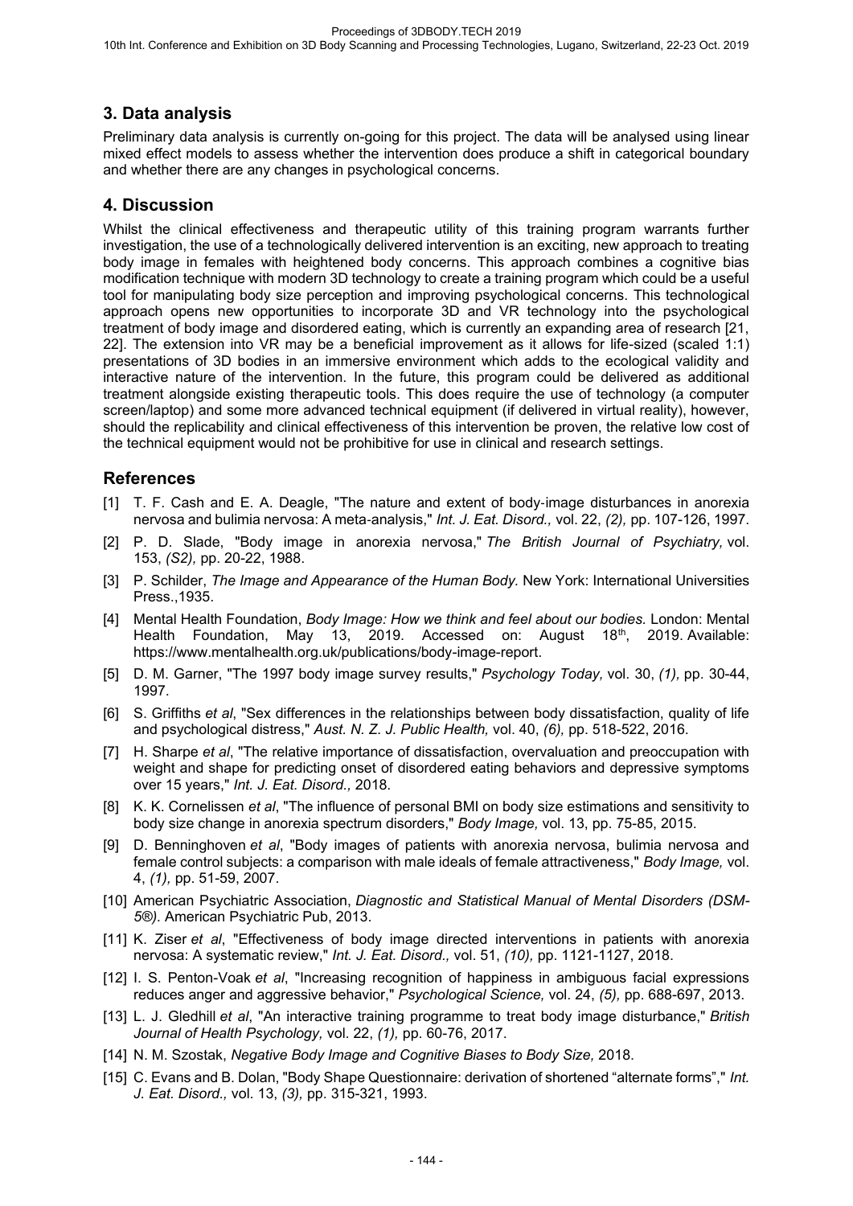## 3. Data analysis

Preliminary data analysis is currently on-going for this project. The data will be analysed using linear mixed effect models to assess whether the intervention does produce a shift in categorical boundary and whether there are any changes in psychological concerns.

## 4. Discussion

Whilst the clinical effectiveness and therapeutic utility of this training program warrants further investigation, the use of a technologically delivered intervention is an exciting, new approach to treating body image in females with heightened body concerns. This approach combines a cognitive bias modification technique with modern 3D technology to create a training program which could be a useful tool for manipulating body size perception and improving psychological concerns. This technological approach opens new opportunities to incorporate 3D and VR technology into the psychological treatment of body image and disordered eating, which is currently an expanding area of research [21, 22]. The extension into VR may be a beneficial improvement as it allows for life-sized (scaled 1:1) presentations of 3D bodies in an immersive environment which adds to the ecological validity and interactive nature of the intervention. In the future, this program could be delivered as additional treatment alongside existing therapeutic tools. This does require the use of technology (a computer screen/laptop) and some more advanced technical equipment (if delivered in virtual reality), however, should the replicability and clinical effectiveness of this intervention be proven, the relative low cost of the technical equipment would not be prohibitive for use in clinical and research settings.

## References

[1] T. F. Cash and E. A. Deagle, "The nature and extent of body-image disturbances in anorexia nervosa and bulimia nervosa: A meta-analysis," *Int. J. Eat. Disord.,* vol. 22, *(2),* pp. 107-126, 1997.

[2] P. D. Slade, "Body image in anorexia nervosa," *The British Journal of Psychiatry,* vol. 153, *(S2),* pp. 20-22, 1988.

[3] P. Schilder, *The Image and Appearance of the Human Body.* New York: International Universities Press.,1935.

[4] Mental Health Foundation, *Body Image: How we think and feel about our bodies.* London: Mental Health Foundation, May 13, 2019. Accessed on: August 18th, 2019. Available: https://www.mentalhealth.org.uk/publications/body-image-report.

[5] D. M. Garner, "The 1997 body image survey results," *Psychology Today,* vol. 30, *(1),* pp. 30-44, 1997.

[6] S. Griffiths *et al*, "Sex differences in the relationships between body dissatisfaction, quality of life and psychological distress," *Aust. N. Z. J. Public Health,* vol. 40, *(6),* pp. 518-522, 2016.

[7] H. Sharpe *et al*, "The relative importance of dissatisfaction, overvaluation and preoccupation with weight and shape for predicting onset of disordered eating behaviors and depressive symptoms over 15 years," *Int. J. Eat. Disord.,* 2018.

[8] K. K. Cornelissen *et al*, "The influence of personal BMI on body size estimations and sensitivity to body size change in anorexia spectrum disorders," *Body Image,* vol. 13, pp. 75-85, 2015.

[9] D. Benninghoven *et al*, "Body images of patients with anorexia nervosa, bulimia nervosa and female control subjects: a comparison with male ideals of female attractiveness," *Body Image,* vol. 4, *(1),* pp. 51-59, 2007.

[10] American Psychiatric Association, *Diagnostic and Statistical Manual of Mental Disorders (DSM-5®).* American Psychiatric Pub, 2013.

[11] K. Ziser *et al*, "Effectiveness of body image directed interventions in patients with anorexia nervosa: A systematic review," *Int. J. Eat. Disord.,* vol. 51, *(10),* pp. 1121-1127, 2018.

[12] I. S. Penton-Voak *et al*, "Increasing recognition of happiness in ambiguous facial expressions reduces anger and aggressive behavior," *Psychological Science,* vol. 24, *(5),* pp. 688-697, 2013.

[13] L. J. Gledhill *et al*, "An interactive training programme to treat body image disturbance," *British Journal of Health Psychology,* vol. 22, *(1),* pp. 60-76, 2017.

[14] N. M. Szostak, *Negative Body Image and Cognitive Biases to Body Size,* 2018.

[15] C. Evans and B. Dolan, "Body Shape Questionnaire: derivation of shortened “alternate forms”," *Int. J. Eat. Disord.,* vol. 13, *(3),* pp. 315-321, 1993.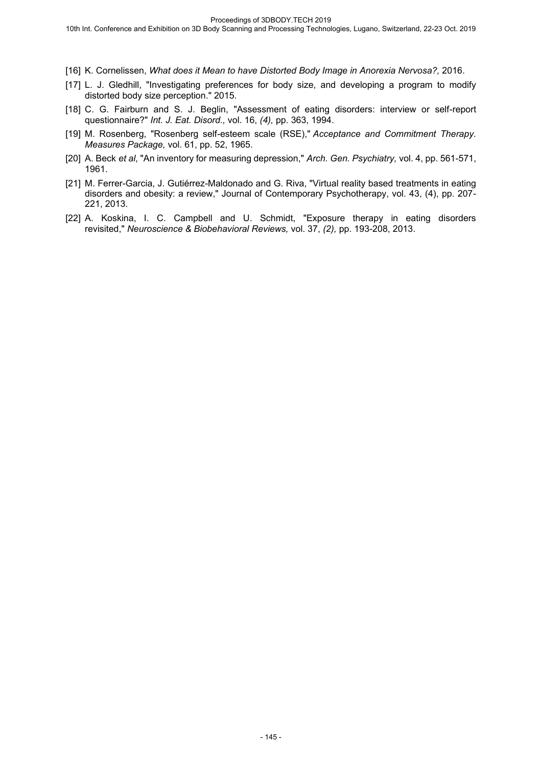[16] K. Cornelissen, *What does it Mean to have Distorted Body Image in Anorexia Nervosa?,* 2016.

[17] L. J. Gledhill, "Investigating preferences for body size, and developing a program to modify distorted body size perception." 2015.

[18] C. G. Fairburn and S. J. Beglin, "Assessment of eating disorders: interview or self-report questionnaire?" *Int. J. Eat. Disord.,* vol. 16, *(4),* pp. 363, 1994.

[19] M. Rosenberg, "Rosenberg self-esteem scale (RSE)," *Acceptance and Commitment Therapy. Measures Package,* vol. 61, pp. 52, 1965.

[20] A. Beck *et al*, "An inventory for measuring depression," *Arch. Gen. Psychiatry,* vol. 4, pp. 561-571, 1961.

[21] M. Ferrer-Garcia, J. Gutiérrez-Maldonado and G. Riva, "Virtual reality based treatments in eating disorders and obesity: a review," Journal of Contemporary Psychotherapy, vol. 43, (4), pp. 207-221, 2013.

[22] A. Koskina, I. C. Campbell and U. Schmidt, "Exposure therapy in eating disorders revisited," *Neuroscience & Biobehavioral Reviews,* vol. 37, *(2),* pp. 193-208, 2013.